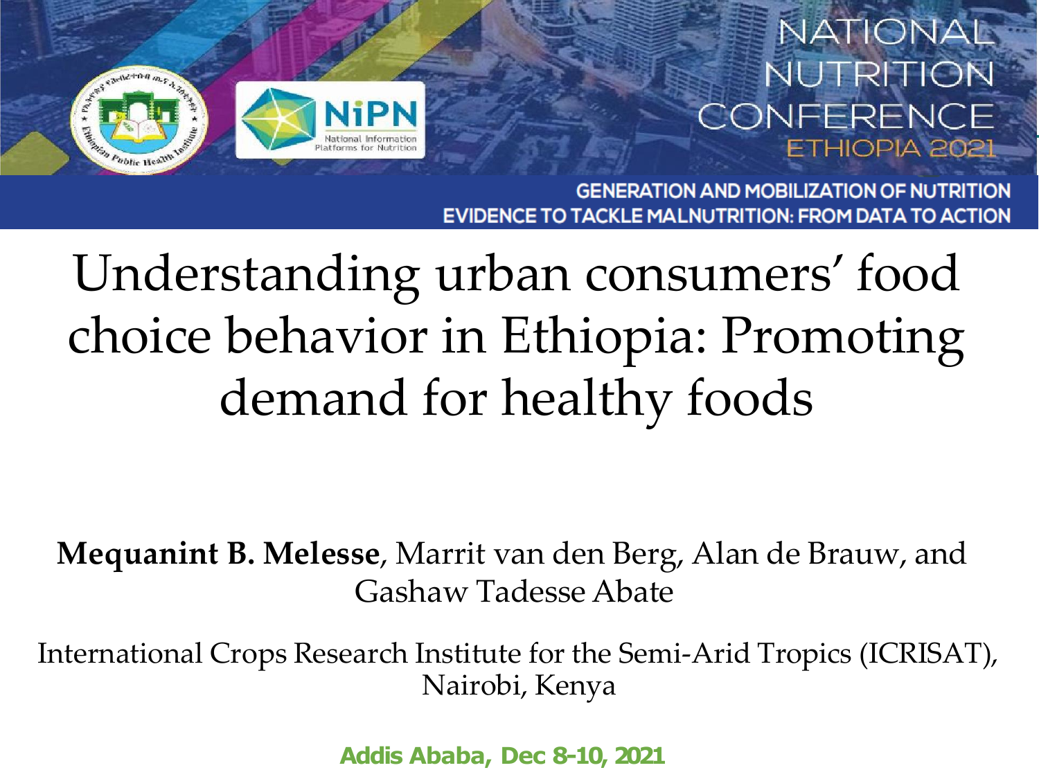NATIONAL NUTRITION CONFERENCE ETHIOPIA 2021

GENERATION AND MOBILIZATION OF NUTRITION EVIDENCE TO TACKLE MALNUTRITION: FROM DATA TO ACTION

# Understanding urban consumers' food choice behavior in Ethiopia: Promoting demand for healthy foods

**Mequanint B. Melesse**, Marrit van den Berg, Alan de Brauw, and Gashaw Tadesse Abate

International Crops Research Institute for the Semi-Arid Tropics (ICRISAT), Nairobi, Kenya

Addis Ababa, Dec 8-10, 2021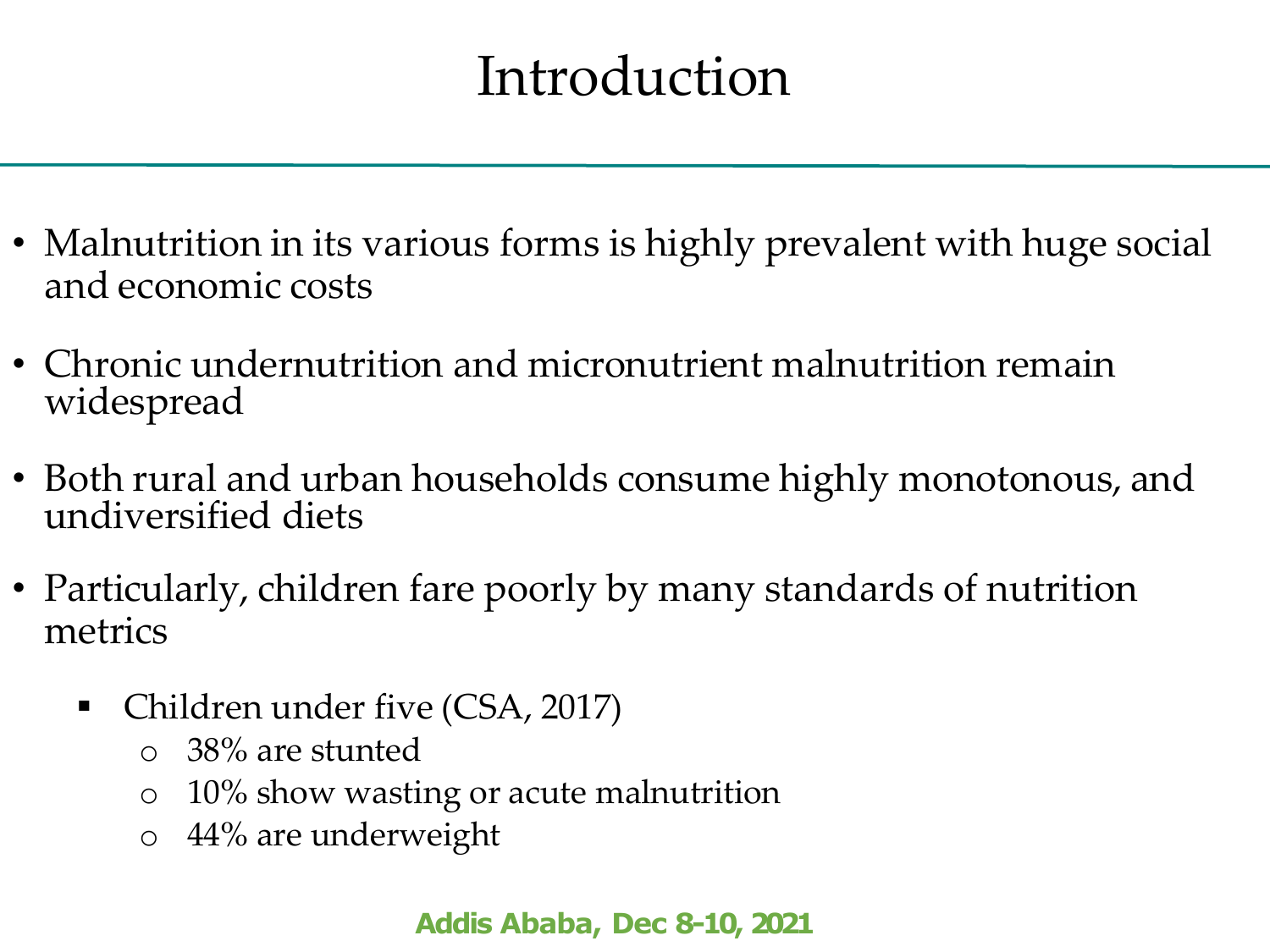# Introduction

- Malnutrition in its various forms is highly prevalent with huge social and economic costs
- Chronic undernutrition and micronutrient malnutrition remain widespread
- Both rural and urban households consume highly monotonous, and undiversified diets
- Particularly, children fare poorly by many standards of nutrition metrics
  - Children under five (CSA, 2017)
    - 38% are stunted
    - 10% show wasting or acute malnutrition
    - 44% are underweight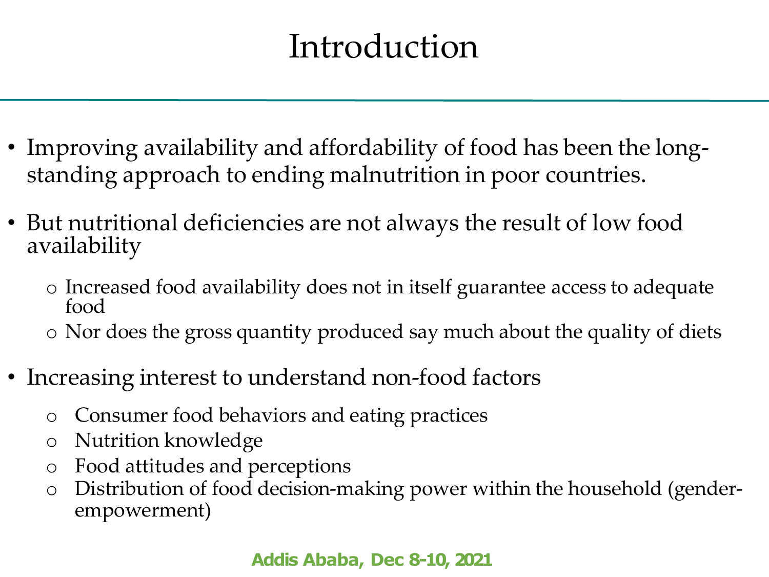# Introduction

- Improving availability and affordability of food has been the long-standing approach to ending malnutrition in poor countries.
- But nutritional deficiencies are not always the result of low food availability
  - Increased food availability does not in itself guarantee access to adequate food
  - Nor does the gross quantity produced say much about the quality of diets
- Increasing interest to understand non-food factors
  - Consumer food behaviors and eating practices
  - Nutrition knowledge
  - Food attitudes and perceptions
  - Distribution of food decision-making power within the household (gender-empowerment)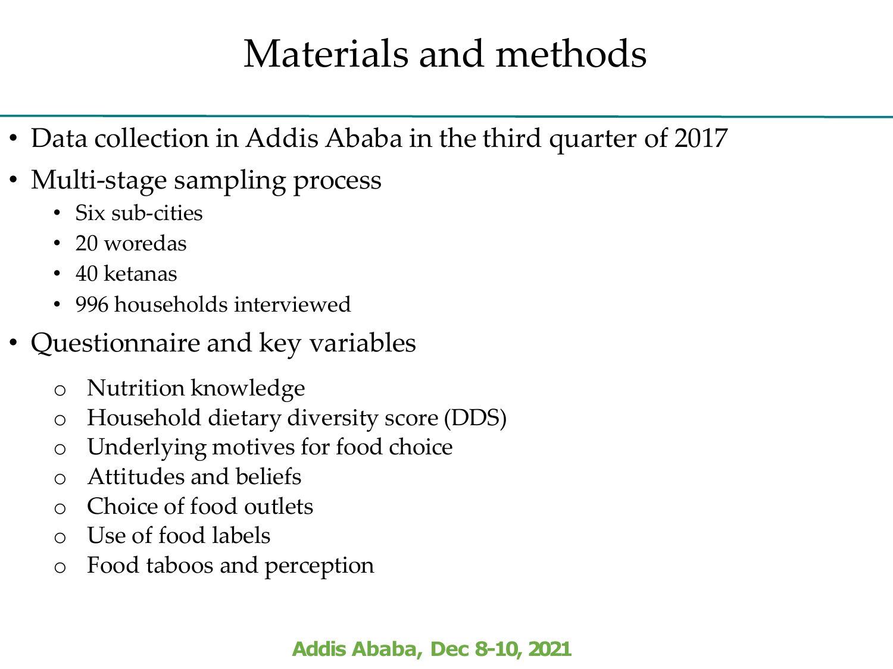# Materials and methods

- Data collection in Addis Ababa in the third quarter of 2017
- Multi-stage sampling process
  - Six sub-cities
  - 20 woredas
  - 40 ketanas
  - 996 households interviewed
- Questionnaire and key variables
  - Nutrition knowledge
  - Household dietary diversity score (DDS)
  - Underlying motives for food choice
  - Attitudes and beliefs
  - Choice of food outlets
  - Use of food labels
  - Food taboos and perception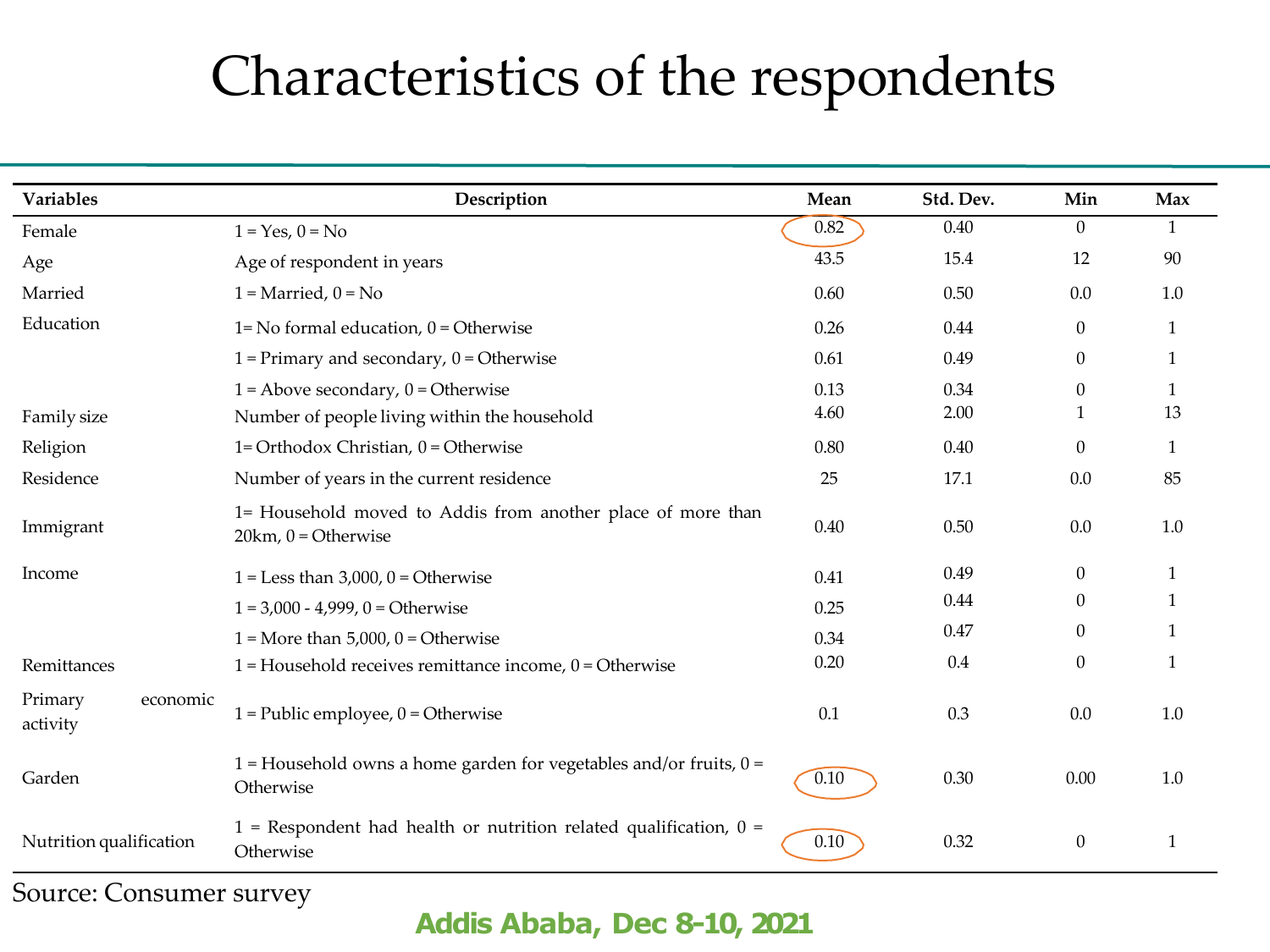# Characteristics of the respondents

| Variables | Description | Mean | Std. Dev. | Min | Max |
|---|---|---|---|---|---|
| Female | 1 = Yes, 0 = No | 0.82 | 0.40 | 0 | 1 |
| Age | Age of respondent in years | 43.5 | 15.4 | 12 | 90 |
| Married | 1 = Married, 0 = No | 0.60 | 0.50 | 0.0 | 1.0 |
| Education | 1= No formal education, 0 = Otherwise | 0.26 | 0.44 | 0 | 1 |
| | 1 = Primary and secondary, 0 = Otherwise | 0.61 | 0.49 | 0 | 1 |
| | 1 = Above secondary, 0 = Otherwise | 0.13 | 0.34 | 0 | 1 |
| Family size | Number of people living within the household | 4.60 | 2.00 | 1 | 13 |
| Religion | 1= Orthodox Christian, 0 = Otherwise | 0.80 | 0.40 | 0 | 1 |
| Residence | Number of years in the current residence | 25 | 17.1 | 0.0 | 85 |
| Immigrant | 1= Household moved to Addis from another place of more than 20km, 0 = Otherwise | 0.40 | 0.50 | 0.0 | 1.0 |
| Income | 1 = Less than 3,000, 0 = Otherwise | 0.41 | 0.49 | 0 | 1 |
| | 1 = 3,000 - 4,999, 0 = Otherwise | 0.25 | 0.44 | 0 | 1 |
| | 1 = More than 5,000, 0 = Otherwise | 0.34 | 0.47 | 0 | 1 |
| Remittances | 1 = Household receives remittance income, 0 = Otherwise | 0.20 | 0.4 | 0 | 1 |
| Primary economic activity | 1 = Public employee, 0 = Otherwise | 0.1 | 0.3 | 0.0 | 1.0 |
| Garden | 1 = Household owns a home garden for vegetables and/or fruits, 0 = Otherwise | 0.10 | 0.30 | 0.00 | 1.0 |
| Nutrition qualification | 1 = Respondent had health or nutrition related qualification, 0 = Otherwise | 0.10 | 0.32 | 0 | 1 |

Source: Consumer survey

**Addis Ababa, Dec 8-10, 2021**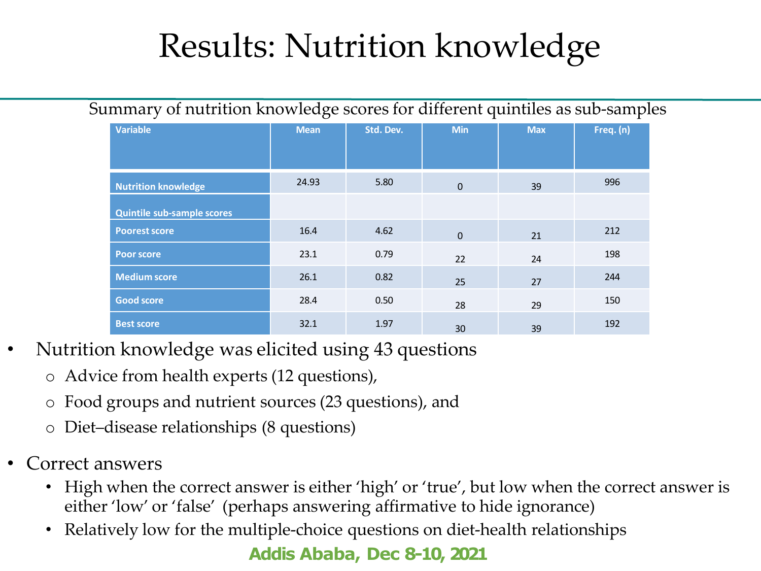# Results: Nutrition knowledge

Summary of nutrition knowledge scores for different quintiles as sub-samples

| Variable | Mean | Std. Dev. | Min | Max | Freq. (n) |
|---|---|---|---|---|---|
| Nutrition knowledge | 24.93 | 5.80 | 0 | 39 | 996 |
| Quintile sub-sample scores | | | | | |
| Poorest score | 16.4 | 4.62 | 0 | 21 | 212 |
| Poor score | 23.1 | 0.79 | 22 | 24 | 198 |
| Medium score | 26.1 | 0.82 | 25 | 27 | 244 |
| Good score | 28.4 | 0.50 | 28 | 29 | 150 |
| Best score | 32.1 | 1.97 | 30 | 39 | 192 |

- Nutrition knowledge was elicited using 43 questions
  - Advice from health experts (12 questions),
  - Food groups and nutrient sources (23 questions), and
  - Diet–disease relationships (8 questions)
- Correct answers
  - High when the correct answer is either 'high' or 'true', but low when the correct answer is either 'low' or 'false' (perhaps answering affirmative to hide ignorance)
  - Relatively low for the multiple-choice questions on diet-health relationships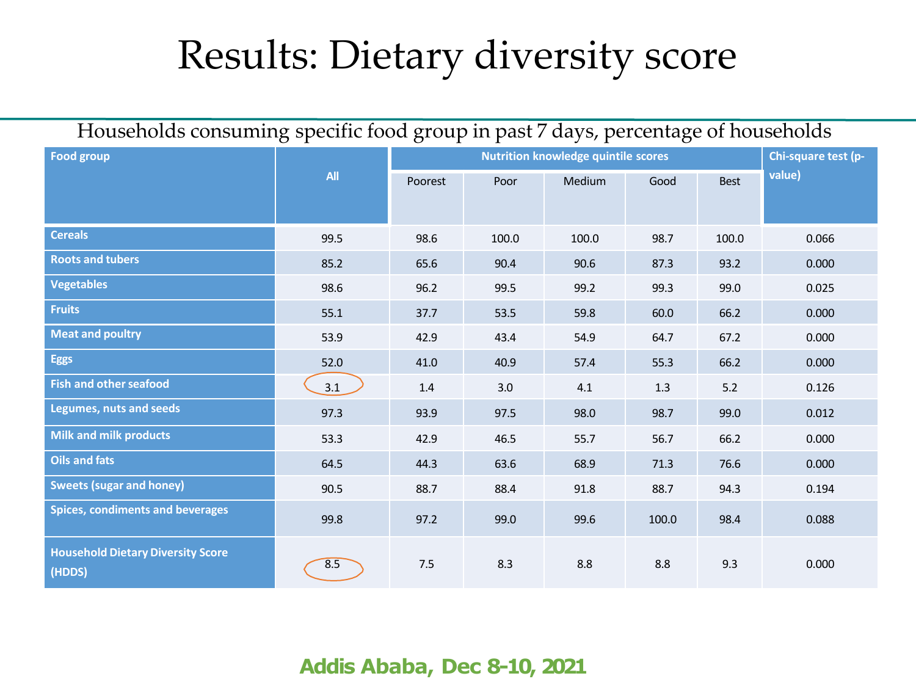# Results: Dietary diversity score

Households consuming specific food group in past 7 days, percentage of households

| Food group | All | Nutrition knowledge quintile scores | | | | | Chi-square test (p-value) |
|---|---|---|---|---|---|---|---|
| | | Poorest | Poor | Medium | Good | Best | |
| Cereals | 99.5 | 98.6 | 100.0 | 100.0 | 98.7 | 100.0 | 0.066 |
| Roots and tubers | 85.2 | 65.6 | 90.4 | 90.6 | 87.3 | 93.2 | 0.000 |
| Vegetables | 98.6 | 96.2 | 99.5 | 99.2 | 99.3 | 99.0 | 0.025 |
| Fruits | 55.1 | 37.7 | 53.5 | 59.8 | 60.0 | 66.2 | 0.000 |
| Meat and poultry | 53.9 | 42.9 | 43.4 | 54.9 | 64.7 | 67.2 | 0.000 |
| Eggs | 52.0 | 41.0 | 40.9 | 57.4 | 55.3 | 66.2 | 0.000 |
| Fish and other seafood | 3.1 | 1.4 | 3.0 | 4.1 | 1.3 | 5.2 | 0.126 |
| Legumes, nuts and seeds | 97.3 | 93.9 | 97.5 | 98.0 | 98.7 | 99.0 | 0.012 |
| Milk and milk products | 53.3 | 42.9 | 46.5 | 55.7 | 56.7 | 66.2 | 0.000 |
| Oils and fats | 64.5 | 44.3 | 63.6 | 68.9 | 71.3 | 76.6 | 0.000 |
| Sweets (sugar and honey) | 90.5 | 88.7 | 88.4 | 91.8 | 88.7 | 94.3 | 0.194 |
| Spices, condiments and beverages | 99.8 | 97.2 | 99.0 | 99.6 | 100.0 | 98.4 | 0.088 |
| Household Dietary Diversity Score (HDDS) | 8.5 | 7.5 | 8.3 | 8.8 | 8.8 | 9.3 | 0.000 |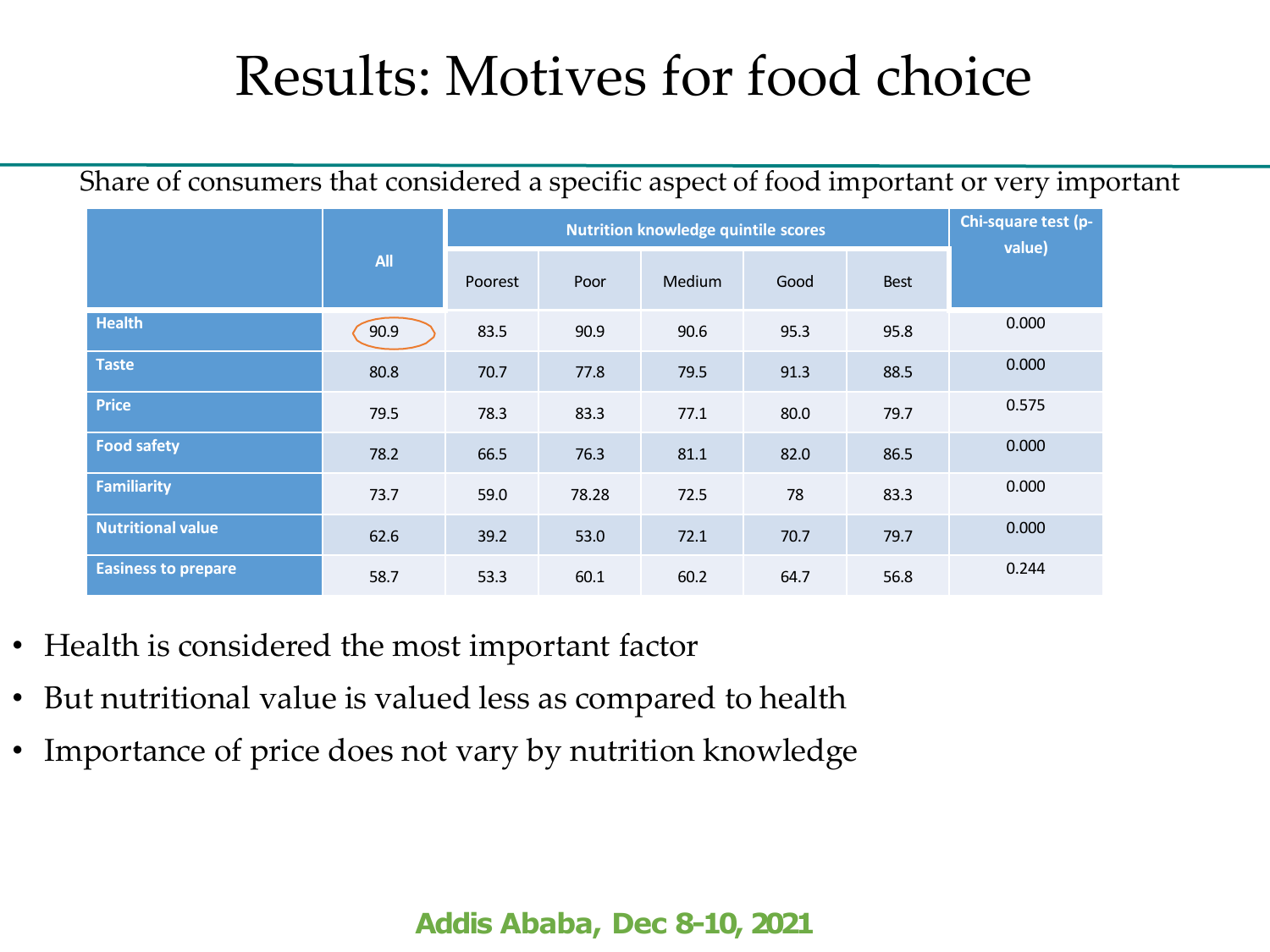# Results: Motives for food choice

Share of consumers that considered a specific aspect of food important or very important

| | All | Nutrition knowledge quintile scores | | | | | Chi-square test (p-value) |
|---|---|---|---|---|---|---|---|
| | | Poorest | Poor | Medium | Good | Best | |
| **Health** | 90.9 | 83.5 | 90.9 | 90.6 | 95.3 | 95.8 | 0.000 |
| **Taste** | 80.8 | 70.7 | 77.8 | 79.5 | 91.3 | 88.5 | 0.000 |
| **Price** | 79.5 | 78.3 | 83.3 | 77.1 | 80.0 | 79.7 | 0.575 |
| **Food safety** | 78.2 | 66.5 | 76.3 | 81.1 | 82.0 | 86.5 | 0.000 |
| **Familiarity** | 73.7 | 59.0 | 78.28 | 72.5 | 78 | 83.3 | 0.000 |
| **Nutritional value** | 62.6 | 39.2 | 53.0 | 72.1 | 70.7 | 79.7 | 0.000 |
| **Easiness to prepare** | 58.7 | 53.3 | 60.1 | 60.2 | 64.7 | 56.8 | 0.244 |

- Health is considered the most important factor
- But nutritional value is valued less as compared to health
- Importance of price does not vary by nutrition knowledge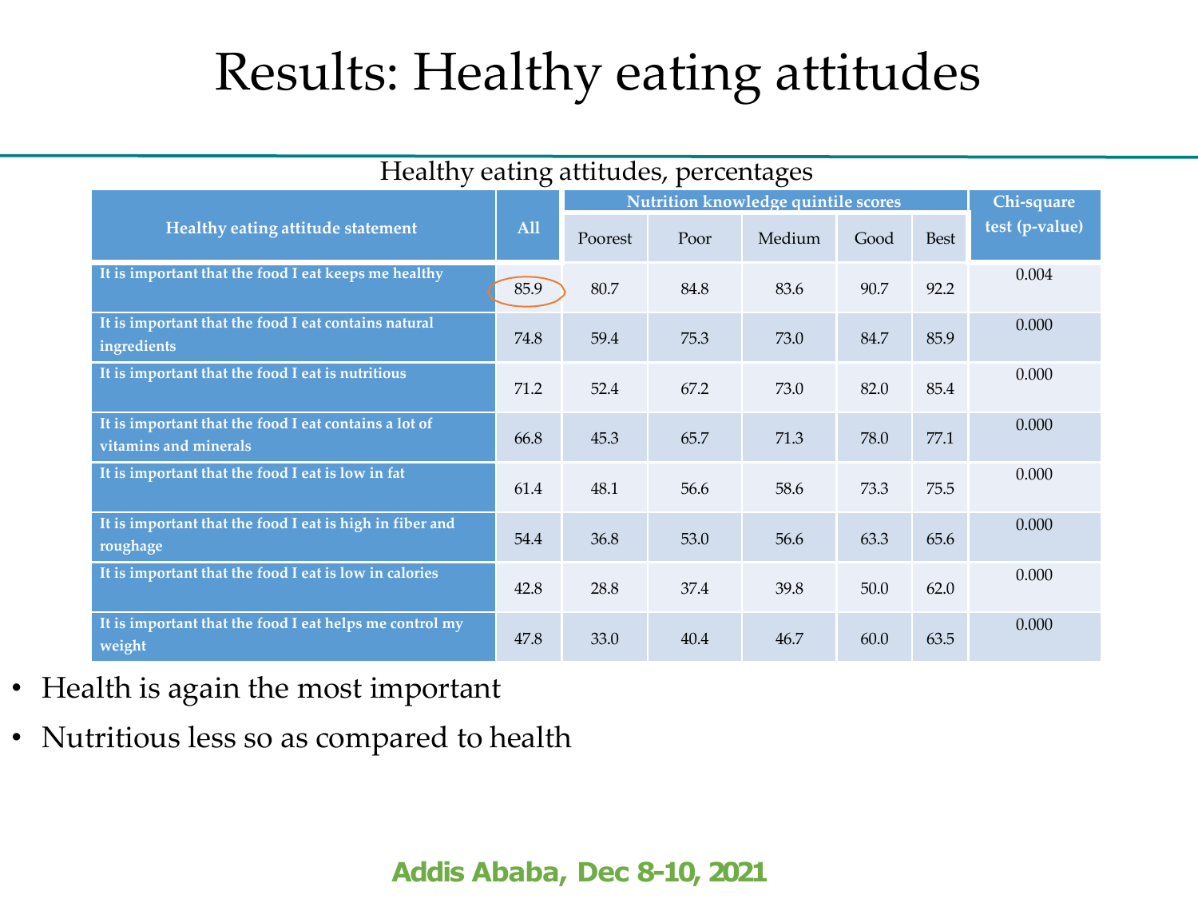# Results: Healthy eating attitudes

Healthy eating attitudes, percentages

| Healthy eating attitude statement | All | Nutrition knowledge quintile scores | | | | | Chi-square test (p-value) |
|---|---|---|---|---|---|---|---|
| | | Poorest | Poor | Medium | Good | Best | |
| It is important that the food I eat keeps me healthy | 85.9 | 80.7 | 84.8 | 83.6 | 90.7 | 92.2 | 0.004 |
| It is important that the food I eat contains natural ingredients | 74.8 | 59.4 | 75.3 | 73.0 | 84.7 | 85.9 | 0.000 |
| It is important that the food I eat is nutritious | 71.2 | 52.4 | 67.2 | 73.0 | 82.0 | 85.4 | 0.000 |
| It is important that the food I eat contains a lot of vitamins and minerals | 66.8 | 45.3 | 65.7 | 71.3 | 78.0 | 77.1 | 0.000 |
| It is important that the food I eat is low in fat | 61.4 | 48.1 | 56.6 | 58.6 | 73.3 | 75.5 | 0.000 |
| It is important that the food I eat is high in fiber and roughage | 54.4 | 36.8 | 53.0 | 56.6 | 63.3 | 65.6 | 0.000 |
| It is important that the food I eat is low in calories | 42.8 | 28.8 | 37.4 | 39.8 | 50.0 | 62.0 | 0.000 |
| It is important that the food I eat helps me control my weight | 47.8 | 33.0 | 40.4 | 46.7 | 60.0 | 63.5 | 0.000 |

- Health is again the most important
- Nutritious less so as compared to health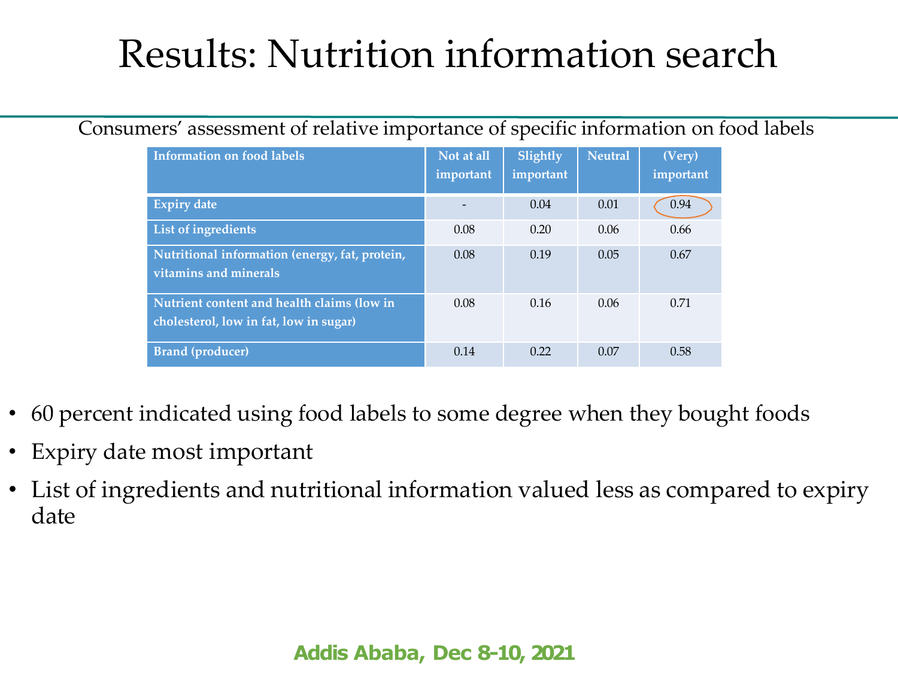# Results: Nutrition information search

Consumers' assessment of relative importance of specific information on food labels

| Information on food labels | Not at all important | Slightly important | Neutral | (Very) important |
|---|---|---|---|---|
| Expiry date | - | 0.04 | 0.01 | 0.94 |
| List of ingredients | 0.08 | 0.20 | 0.06 | 0.66 |
| Nutritional information (energy, fat, protein, vitamins and minerals | 0.08 | 0.19 | 0.05 | 0.67 |
| Nutrient content and health claims (low in cholesterol, low in fat, low in sugar) | 0.08 | 0.16 | 0.06 | 0.71 |
| Brand (producer) | 0.14 | 0.22 | 0.07 | 0.58 |

- 60 percent indicated using food labels to some degree when they bought foods
- Expiry date most important
- List of ingredients and nutritional information valued less as compared to expiry date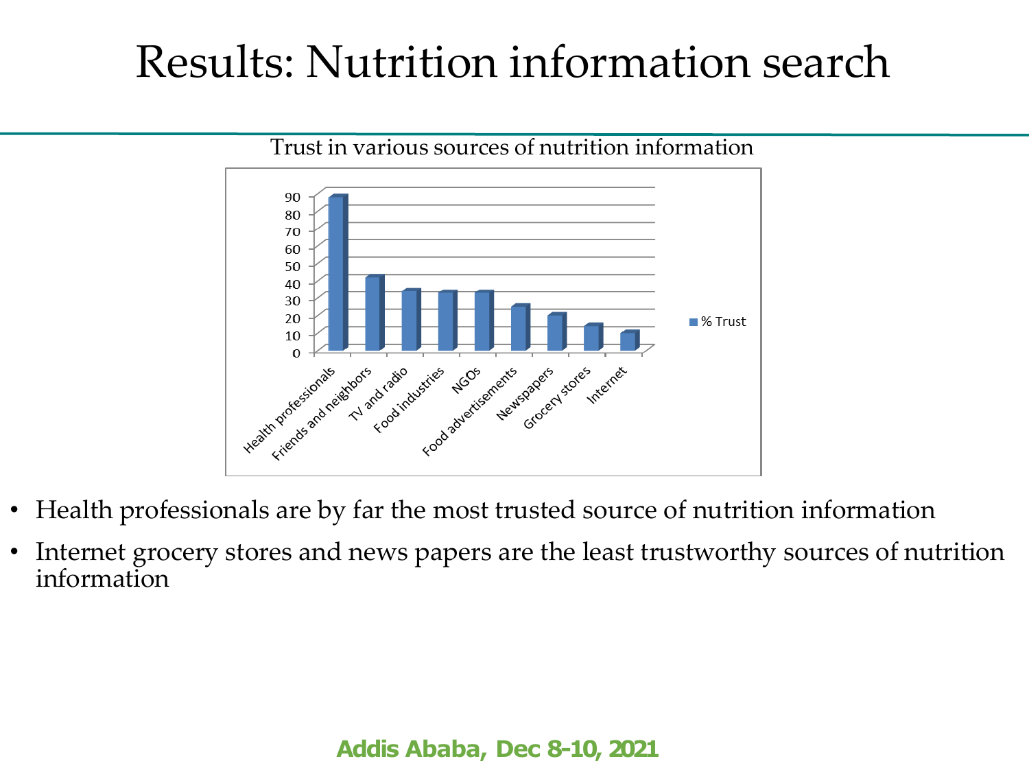# Results: Nutrition information search

Trust in various sources of nutrition information

| Source | % Trust |
|---|---|
| Health professionals | ~88 |
| Friends and neighbors | ~42 |
| TV and radio | ~34 |
| Food industries | ~33 |
| NGOs | ~33 |
| Food advertisements | ~25 |
| Newspapers | ~20 |
| Grocery stores | ~14 |
| Internet | ~10 |

- Health professionals are by far the most trusted source of nutrition information
- Internet grocery stores and news papers are the least trustworthy sources of nutrition information

**Addis Ababa, Dec 8-10, 2021**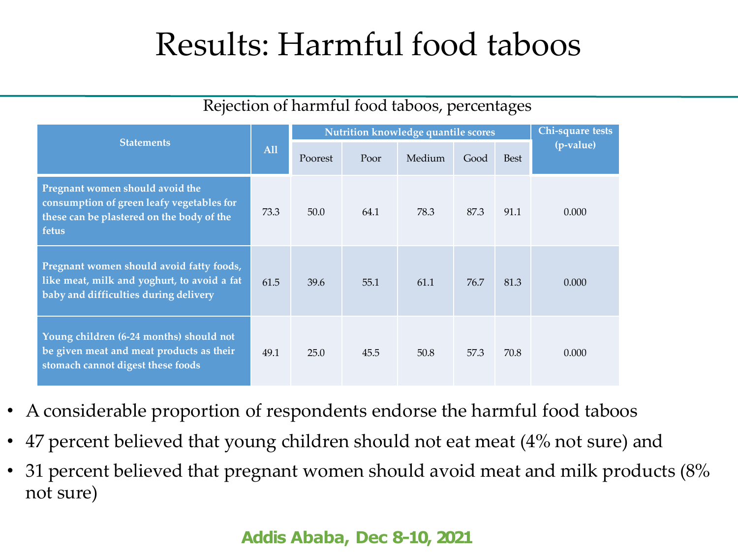# Results: Harmful food taboos

Rejection of harmful food taboos, percentages

| Statements | All | Nutrition knowledge quantile scores | | | | | Chi-square tests (p-value) |
|---|---|---|---|---|---|---|---|
| | | Poorest | Poor | Medium | Good | Best | |
| Pregnant women should avoid the consumption of green leafy vegetables for these can be plastered on the body of the fetus | 73.3 | 50.0 | 64.1 | 78.3 | 87.3 | 91.1 | 0.000 |
| Pregnant women should avoid fatty foods, like meat, milk and yoghurt, to avoid a fat baby and difficulties during delivery | 61.5 | 39.6 | 55.1 | 61.1 | 76.7 | 81.3 | 0.000 |
| Young children (6-24 months) should not be given meat and meat products as their stomach cannot digest these foods | 49.1 | 25.0 | 45.5 | 50.8 | 57.3 | 70.8 | 0.000 |

- A considerable proportion of respondents endorse the harmful food taboos
- 47 percent believed that young children should not eat meat (4% not sure) and
- 31 percent believed that pregnant women should avoid meat and milk products (8% not sure)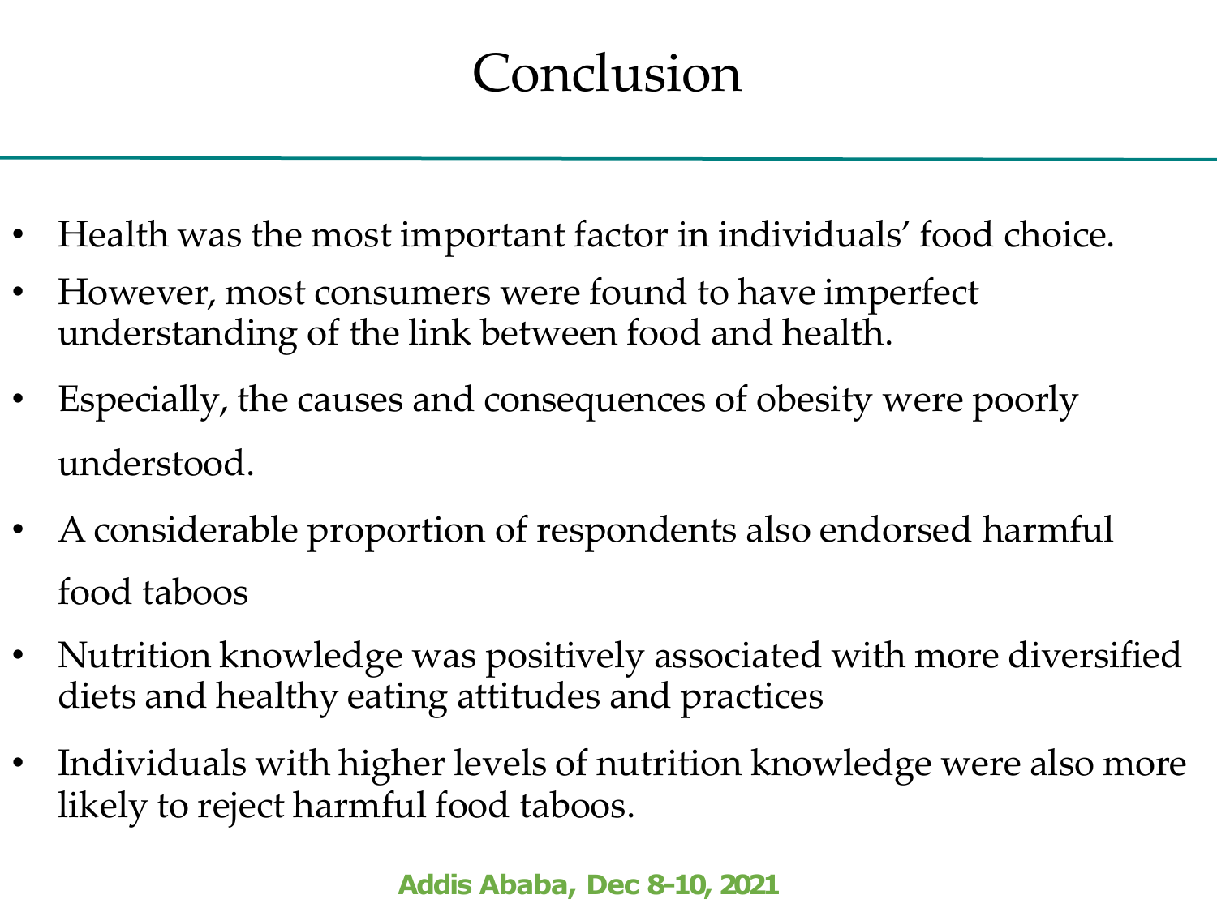# Conclusion

- Health was the most important factor in individuals' food choice.
- However, most consumers were found to have imperfect understanding of the link between food and health.
- Especially, the causes and consequences of obesity were poorly understood.
- A considerable proportion of respondents also endorsed harmful food taboos
- Nutrition knowledge was positively associated with more diversified diets and healthy eating attitudes and practices
- Individuals with higher levels of nutrition knowledge were also more likely to reject harmful food taboos.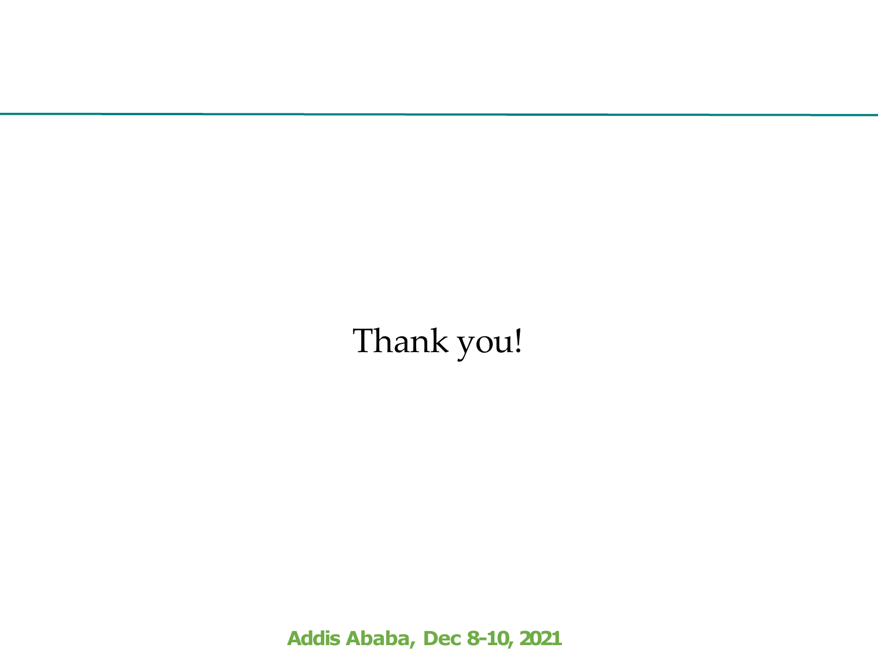Thank you!